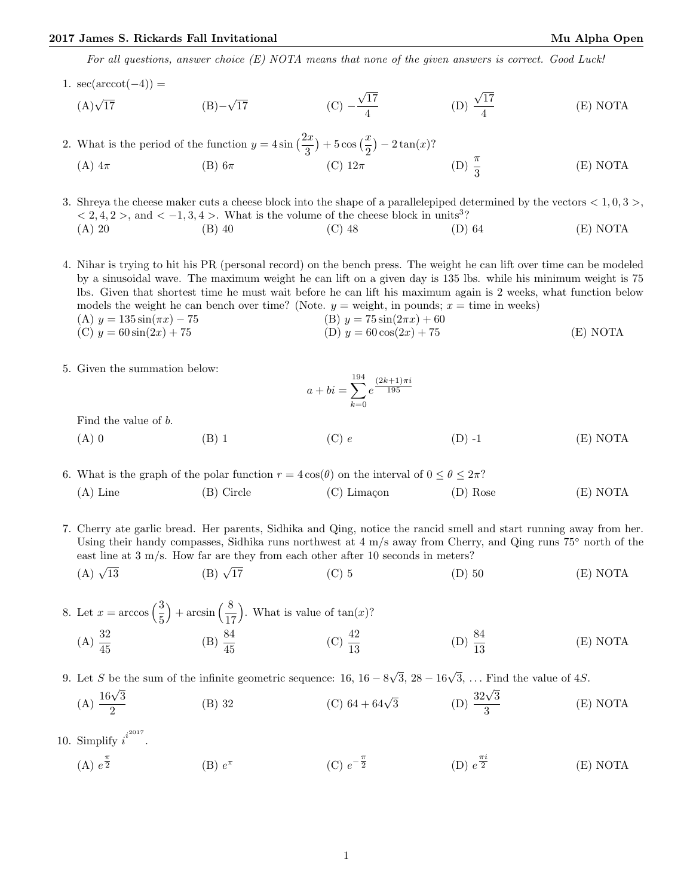**2017 James S. Rickards Fall Invitational** **Mu Alpha Open**

*For all questions, answer choice (E) NOTA means that none of the given answers is correct. Good Luck!*

1. $\sec(\operatorname{arccot}(-4)) =$

   (A) $\sqrt{17}$ (B) $-\sqrt{17}$ (C) $-\frac{\sqrt{17}}{4}$ (D) $\frac{\sqrt{17}}{4}$ (E) NOTA

2. What is the period of the function $y = 4\sin\left(\frac{2x}{3}\right) + 5\cos\left(\frac{x}{2}\right) - 2\tan(x)$?

   (A) $4\pi$ (B) $6\pi$ (C) $12\pi$ (D) $\frac{\pi}{3}$ (E) NOTA

3. Shreya the cheese maker cuts a cheese block into the shape of a parallelepiped determined by the vectors $< 1, 0, 3 >$, $< 2, 4, 2 >$, and $< -1, 3, 4 >$. What is the volume of the cheese block in units$^3$?

   (A) 20 (B) 40 (C) 48 (D) 64 (E) NOTA

4. Nihar is trying to hit his PR (personal record) on the bench press. The weight he can lift over time can be modeled by a sinusoidal wave. The maximum weight he can lift on a given day is 135 lbs. while his minimum weight is 75 lbs. Given that shortest time he must wait before he can lift his maximum again is 2 weeks, what function below models the weight he can bench over time? (Note. $y$ = weight, in pounds; $x$ = time in weeks)

   (A) $y = 135\sin(\pi x) - 75$
   (B) $y = 75\sin(2\pi x) + 60$
   (C) $y = 60\sin(2x) + 75$
   (D) $y = 60\cos(2x) + 75$
   (E) NOTA

5. Given the summation below:

$$a + bi = \sum_{k=0}^{194} e^{\frac{(2k+1)\pi i}{195}}$$

   Find the value of $b$.

   (A) 0 (B) 1 (C) $e$ (D) -1 (E) NOTA

6. What is the graph of the polar function $r = 4\cos(\theta)$ on the interval of $0 \leq \theta \leq 2\pi$?

   (A) Line (B) Circle (C) Limaçon (D) Rose (E) NOTA

7. Cherry ate garlic bread. Her parents, Sidhika and Qing, notice the rancid smell and start running away from her. Using their handy compasses, Sidhika runs northwest at 4 m/s away from Cherry, and Qing runs 75° north of the east line at 3 m/s. How far are they from each other after 10 seconds in meters?

   (A) $\sqrt{13}$ (B) $\sqrt{17}$ (C) 5 (D) 50 (E) NOTA

8. Let $x = \arccos\left(\frac{3}{5}\right) + \arcsin\left(\frac{8}{17}\right)$. What is value of $\tan(x)$?

   (A) $\frac{32}{45}$ (B) $\frac{84}{45}$ (C) $\frac{42}{13}$ (D) $\frac{84}{13}$ (E) NOTA

9. Let $S$ be the sum of the infinite geometric sequence: $16$, $16 - 8\sqrt{3}$, $28 - 16\sqrt{3}$, ... Find the value of $4S$.

   (A) $\frac{16\sqrt{3}}{2}$ (B) 32 (C) $64 + 64\sqrt{3}$ (D) $\frac{32\sqrt{3}}{3}$ (E) NOTA

10. Simplify $i^{i^{2017}}$.

    (A) $e^{\frac{\pi}{2}}$ (B) $e^{\pi}$ (C) $e^{-\frac{\pi}{2}}$ (D) $e^{\frac{\pi i}{2}}$ (E) NOTA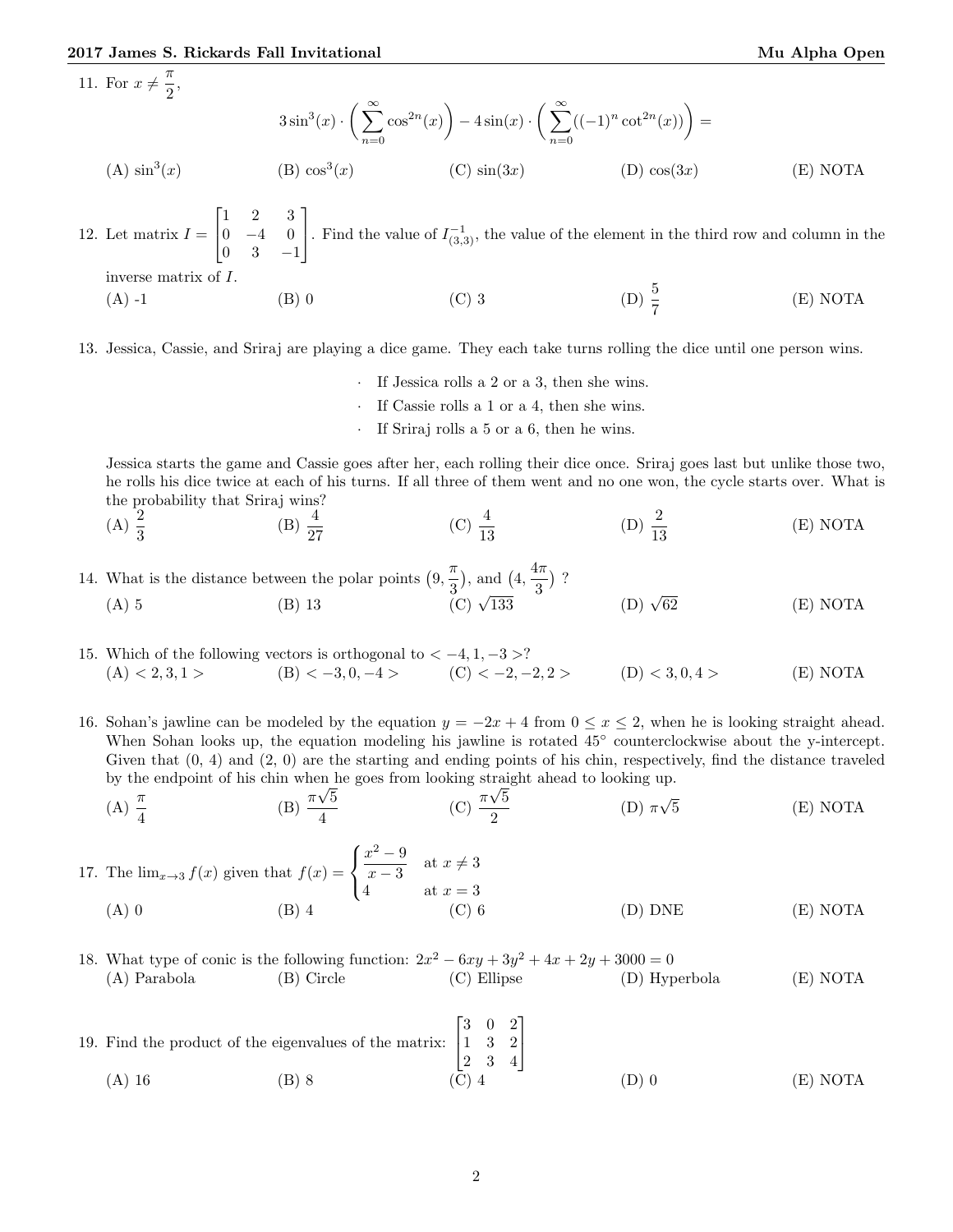11. For $x \neq \frac{\pi}{2}$,

$$3\sin^3(x) \cdot \left( \sum_{n=0}^{\infty} \cos^{2n}(x) \right) - 4\sin(x) \cdot \left( \sum_{n=0}^{\infty} ((-1)^n \cot^{2n}(x)) \right) =$$

(A) $\sin^3(x)$ (B) $\cos^3(x)$ (C) $\sin(3x)$ (D) $\cos(3x)$ (E) NOTA

12. Let matrix $I = \begin{bmatrix} 1 & 2 & 3 \\ 0 & -4 & 0 \\ 0 & 3 & -1 \end{bmatrix}$. Find the value of $I^{-1}_{(3,3)}$, the value of the element in the third row and column in the inverse matrix of $I$.

(A) -1 (B) 0 (C) 3 (D) $\frac{5}{7}$ (E) NOTA

13. Jessica, Cassie, and Sriraj are playing a dice game. They each take turns rolling the dice until one person wins.

- If Jessica rolls a 2 or a 3, then she wins.
- If Cassie rolls a 1 or a 4, then she wins.
- If Sriraj rolls a 5 or a 6, then he wins.

Jessica starts the game and Cassie goes after her, each rolling their dice once. Sriraj goes last but unlike those two, he rolls his dice twice at each of his turns. If all three of them went and no one won, the cycle starts over. What is the probability that Sriraj wins?

(A) $\frac{2}{3}$ (B) $\frac{4}{27}$ (C) $\frac{4}{13}$ (D) $\frac{2}{13}$ (E) NOTA

14. What is the distance between the polar points $(9, \frac{\pi}{3})$, and $(4, \frac{4\pi}{3})$ ?

(A) 5 (B) 13 (C) $\sqrt{133}$ (D) $\sqrt{62}$ (E) NOTA

15. Which of the following vectors is orthogonal to $< -4, 1, -3 >$?

(A) $< 2, 3, 1 >$ (B) $< -3, 0, -4 >$ (C) $< -2, -2, 2 >$ (D) $< 3, 0, 4 >$ (E) NOTA

16. Sohan's jawline can be modeled by the equation $y = -2x + 4$ from $0 \leq x \leq 2$, when he is looking straight ahead. When Sohan looks up, the equation modeling his jawline is rotated 45° counterclockwise about the y-intercept. Given that (0, 4) and (2, 0) are the starting and ending points of his chin, respectively, find the distance traveled by the endpoint of his chin when he goes from looking straight ahead to looking up.

(A) $\frac{\pi}{4}$ (B) $\frac{\pi\sqrt{5}}{4}$ (C) $\frac{\pi\sqrt{5}}{2}$ (D) $\pi\sqrt{5}$ (E) NOTA

17. The $\lim_{x\to 3} f(x)$ given that $f(x) = \begin{cases} \frac{x^2-9}{x-3} & \text{at } x \neq 3 \\ 4 & \text{at } x = 3 \end{cases}$

(A) 0 (B) 4 (C) 6 (D) DNE (E) NOTA

18. What type of conic is the following function: $2x^2 - 6xy + 3y^2 + 4x + 2y + 3000 = 0$

(A) Parabola (B) Circle (C) Ellipse (D) Hyperbola (E) NOTA

19. Find the product of the eigenvalues of the matrix: $\begin{bmatrix} 3 & 0 & 2 \\ 1 & 3 & 2 \\ 2 & 3 & 4 \end{bmatrix}$

(A) 16 (B) 8 (C) 4 (D) 0 (E) NOTA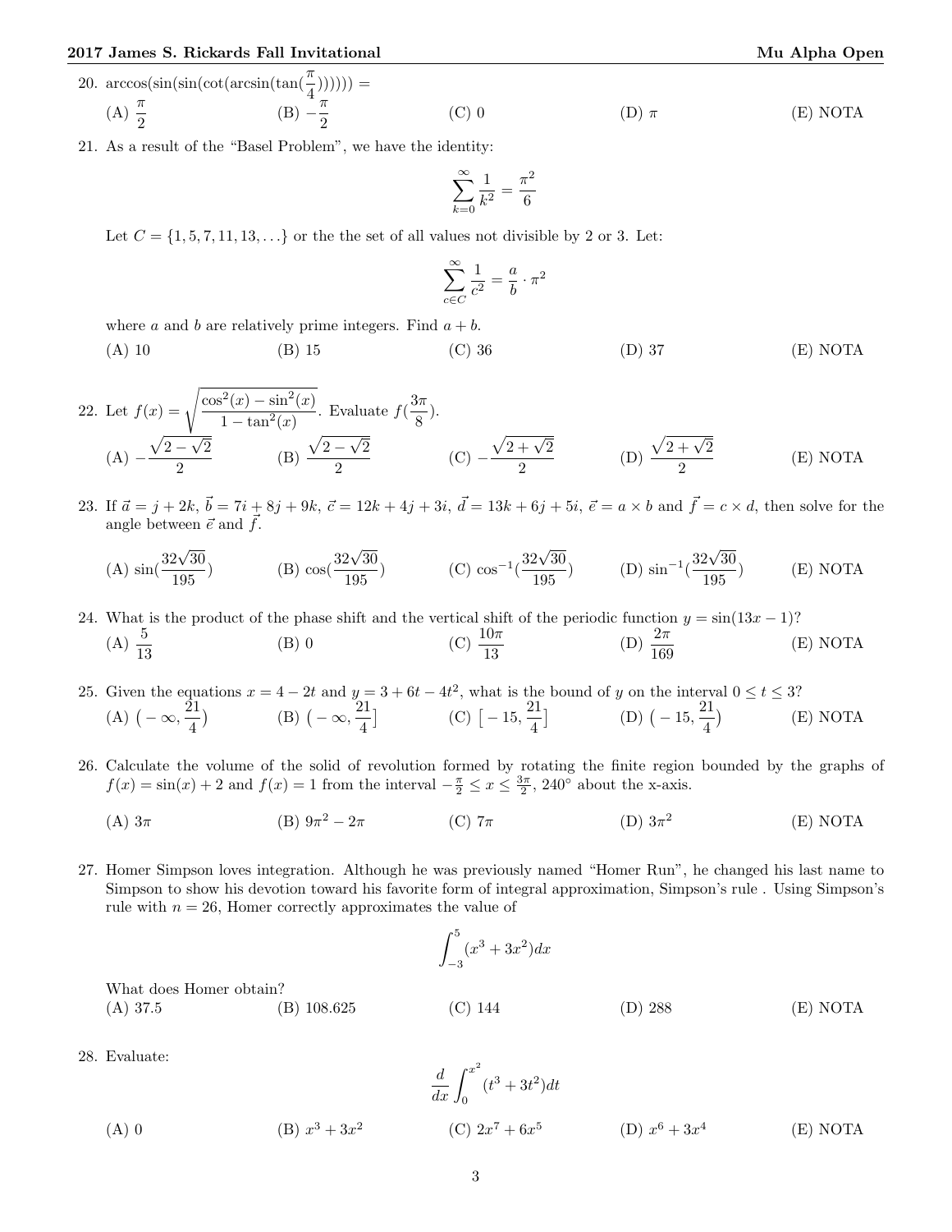20. $\arccos(\sin(\sin(\cot(\arcsin(\tan(\frac{\pi}{4}))))))=$

(A) $\frac{\pi}{2}$ (B) $-\frac{\pi}{2}$ (C) 0 (D) $\pi$ (E) NOTA

21. As a result of the "Basel Problem", we have the identity:

$$\sum_{k=0}^{\infty} \frac{1}{k^2} = \frac{\pi^2}{6}$$

Let $C = \{1, 5, 7, 11, 13, \ldots\}$ or the the set of all values not divisible by 2 or 3. Let:

$$\sum_{c \in C}^{\infty} \frac{1}{c^2} = \frac{a}{b} \cdot \pi^2$$

where $a$ and $b$ are relatively prime integers. Find $a+b$.

(A) 10 (B) 15 (C) 36 (D) 37 (E) NOTA

22. Let $f(x) = \sqrt{\frac{\cos^2(x) - \sin^2(x)}{1 - \tan^2(x)}}$. Evaluate $f(\frac{3\pi}{8})$.

(A) $-\frac{\sqrt{2-\sqrt{2}}}{2}$ (B) $\frac{\sqrt{2-\sqrt{2}}}{2}$ (C) $-\frac{\sqrt{2+\sqrt{2}}}{2}$ (D) $\frac{\sqrt{2+\sqrt{2}}}{2}$ (E) NOTA

23. If $\vec{a} = j + 2k$, $\vec{b} = 7i + 8j + 9k$, $\vec{c} = 12k + 4j + 3i$, $\vec{d} = 13k + 6j + 5i$, $\vec{e} = a \times b$ and $\vec{f} = c \times d$, then solve for the angle between $\vec{e}$ and $\vec{f}$.

(A) $\sin(\frac{32\sqrt{30}}{195})$ (B) $\cos(\frac{32\sqrt{30}}{195})$ (C) $\cos^{-1}(\frac{32\sqrt{30}}{195})$ (D) $\sin^{-1}(\frac{32\sqrt{30}}{195})$ (E) NOTA

24. What is the product of the phase shift and the vertical shift of the periodic function $y = \sin(13x - 1)$?

(A) $\frac{5}{13}$ (B) 0 (C) $\frac{10\pi}{13}$ (D) $\frac{2\pi}{169}$ (E) NOTA

25. Given the equations $x = 4 - 2t$ and $y = 3 + 6t - 4t^2$, what is the bound of $y$ on the interval $0 \le t \le 3$?

(A) $\big(-\infty, \frac{21}{4}\big)$ (B) $\big(-\infty, \frac{21}{4}\big]$ (C) $\big[-15, \frac{21}{4}\big]$ (D) $\big(-15, \frac{21}{4}\big)$ (E) NOTA

26. Calculate the volume of the solid of revolution formed by rotating the finite region bounded by the graphs of $f(x) = \sin(x) + 2$ and $f(x) = 1$ from the interval $-\frac{\pi}{2} \le x \le \frac{3\pi}{2}$, 240° about the x-axis.

(A) $3\pi$ (B) $9\pi^2 - 2\pi$ (C) $7\pi$ (D) $3\pi^2$ (E) NOTA

27. Homer Simpson loves integration. Although he was previously named "Homer Run", he changed his last name to Simpson to show his devotion toward his favorite form of integral approximation, Simpson's rule . Using Simpson's rule with $n = 26$, Homer correctly approximates the value of

$$\int_{-3}^{5} (x^3 + 3x^2) dx$$

What does Homer obtain?

(A) 37.5 (B) 108.625 (C) 144 (D) 288 (E) NOTA

28. Evaluate:

$$\frac{d}{dx} \int_{0}^{x^2} (t^3 + 3t^2) dt$$

(A) 0 (B) $x^3 + 3x^2$ (C) $2x^7 + 6x^5$ (D) $x^6 + 3x^4$ (E) NOTA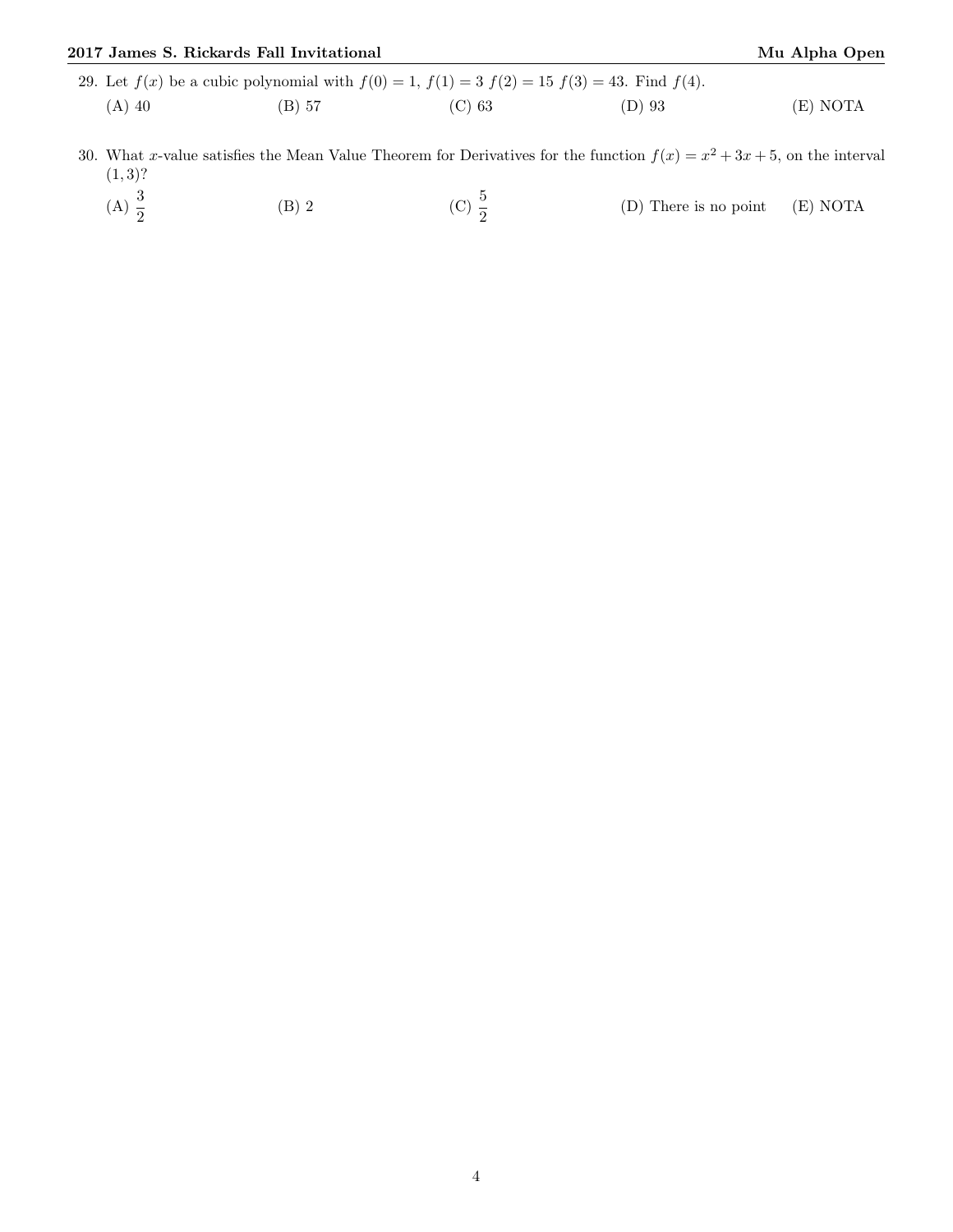29. Let $f(x)$ be a cubic polynomial with $f(0) = 1$, $f(1) = 3$ $f(2) = 15$ $f(3) = 43$. Find $f(4)$.

    (A) 40 (B) 57 (C) 63 (D) 93 (E) NOTA

30. What $x$-value satisfies the Mean Value Theorem for Derivatives for the function $f(x) = x^2 + 3x + 5$, on the interval $(1, 3)$?

    (A) $\frac{3}{2}$ (B) 2 (C) $\frac{5}{2}$ (D) There is no point (E) NOTA